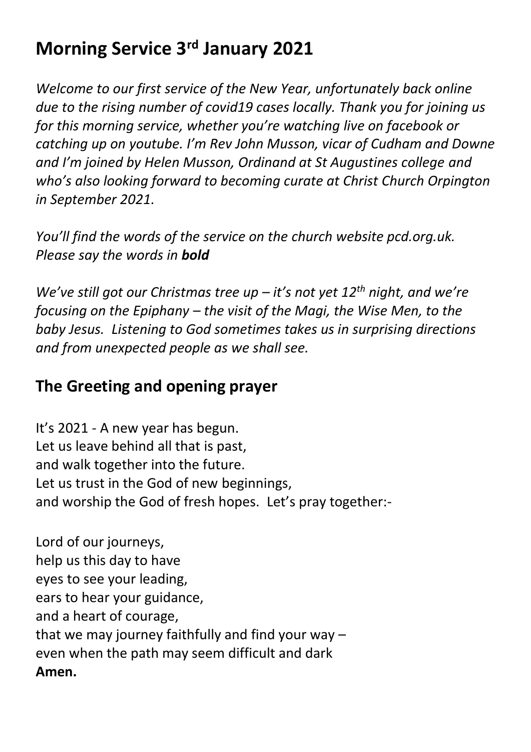# Morning Service 3rd January 2021

*Welcome to our first service of the New Year, unfortunately back online due to the rising number of covid19 cases locally. Thank you for joining us for this morning service, whether you're watching live on facebook or catching up on youtube. I'm Rev John Musson, vicar of Cudham and Downe and I'm joined by Helen Musson, Ordinand at St Augustines college and who's also looking forward to becoming curate at Christ Church Orpington in September 2021.*

*You'll find the words of the service on the church website pcd.org.uk. Please say the words in **bold***

*We've still got our Christmas tree up – it's not yet 12th night, and we're focusing on the Epiphany – the visit of the Magi, the Wise Men, to the baby Jesus. Listening to God sometimes takes us in surprising directions and from unexpected people as we shall see.*

## The Greeting and opening prayer

It's 2021 - A new year has begun.
Let us leave behind all that is past,
and walk together into the future.
Let us trust in the God of new beginnings,
and worship the God of fresh hopes. Let's pray together:-

Lord of our journeys,
help us this day to have
eyes to see your leading,
ears to hear your guidance,
and a heart of courage,
that we may journey faithfully and find your way –
even when the path may seem difficult and dark
**Amen.**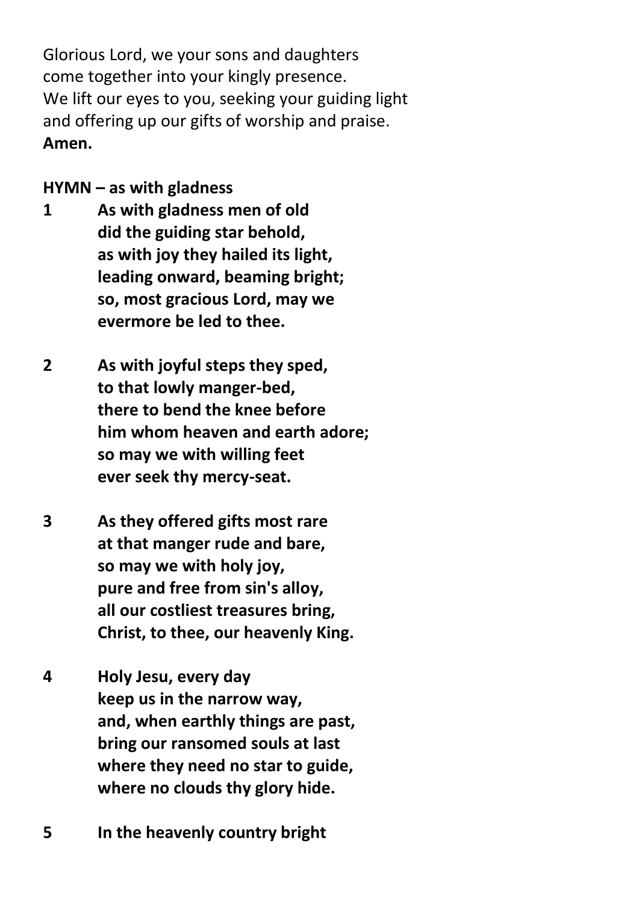Glorious Lord, we your sons and daughters
come together into your kingly presence.
We lift our eyes to you, seeking your guiding light
and offering up our gifts of worship and praise.
**Amen.**

**HYMN – as with gladness**

**1** **As with gladness men of old**
**did the guiding star behold,**
**as with joy they hailed its light,**
**leading onward, beaming bright;**
**so, most gracious Lord, may we**
**evermore be led to thee.**

**2** **As with joyful steps they sped,**
**to that lowly manger-bed,**
**there to bend the knee before**
**him whom heaven and earth adore;**
**so may we with willing feet**
**ever seek thy mercy-seat.**

**3** **As they offered gifts most rare**
**at that manger rude and bare,**
**so may we with holy joy,**
**pure and free from sin's alloy,**
**all our costliest treasures bring,**
**Christ, to thee, our heavenly King.**

**4** **Holy Jesu, every day**
**keep us in the narrow way,**
**and, when earthly things are past,**
**bring our ransomed souls at last**
**where they need no star to guide,**
**where no clouds thy glory hide.**

**5** **In the heavenly country bright**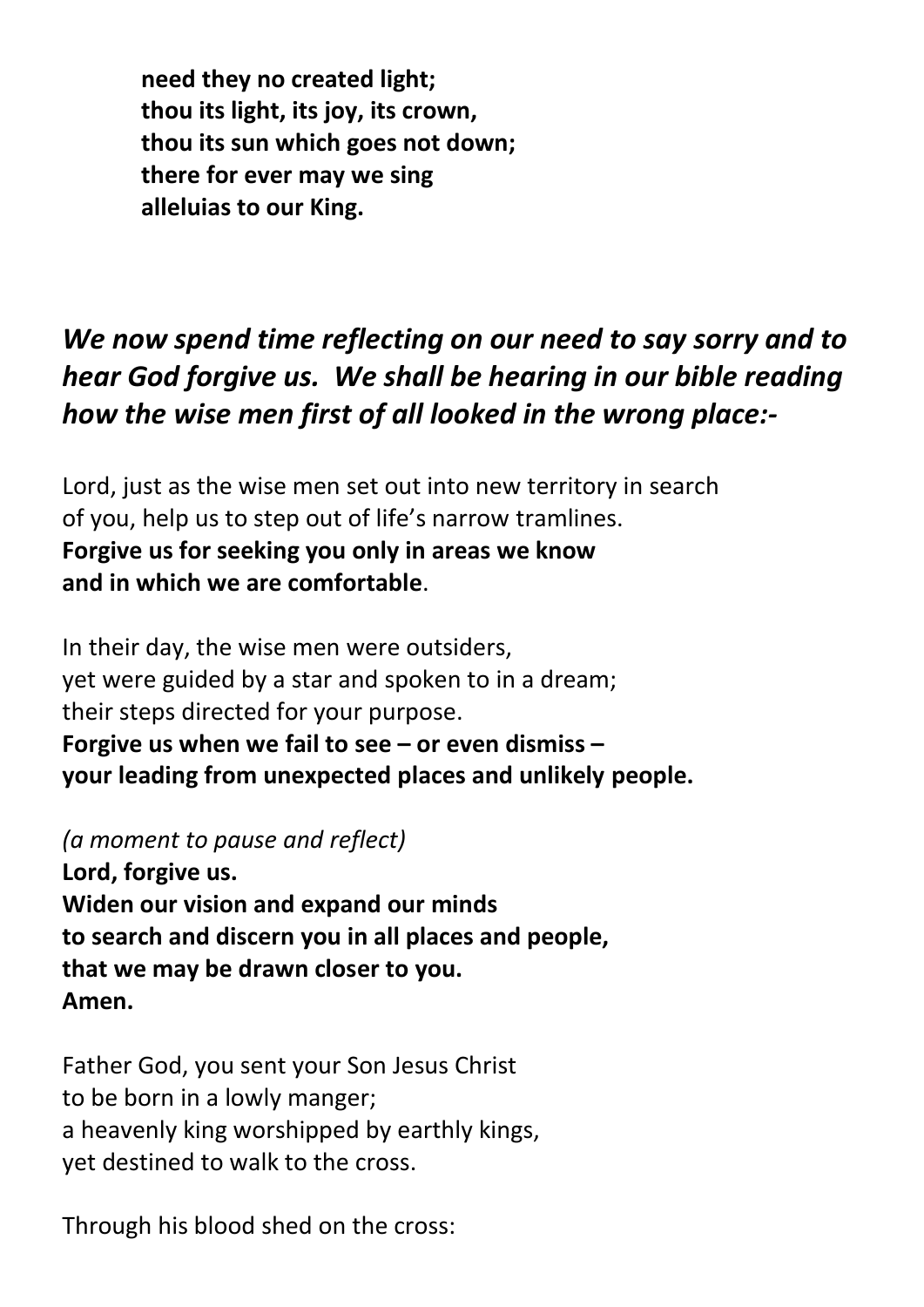**need they no created light;**
**thou its light, its joy, its crown,**
**thou its sun which goes not down;**
**there for ever may we sing**
**alleluias to our King.**

***We now spend time reflecting on our need to say sorry and to hear God forgive us. We shall be hearing in our bible reading how the wise men first of all looked in the wrong place:-***

Lord, just as the wise men set out into new territory in search of you, help us to step out of life's narrow tramlines.
**Forgive us for seeking you only in areas we know and in which we are comfortable**.

In their day, the wise men were outsiders,
yet were guided by a star and spoken to in a dream;
their steps directed for your purpose.
**Forgive us when we fail to see – or even dismiss –**
**your leading from unexpected places and unlikely people.**

*(a moment to pause and reflect)*
**Lord, forgive us.**
**Widen our vision and expand our minds**
**to search and discern you in all places and people,**
**that we may be drawn closer to you.**
**Amen.**

Father God, you sent your Son Jesus Christ
to be born in a lowly manger;
a heavenly king worshipped by earthly kings,
yet destined to walk to the cross.

Through his blood shed on the cross: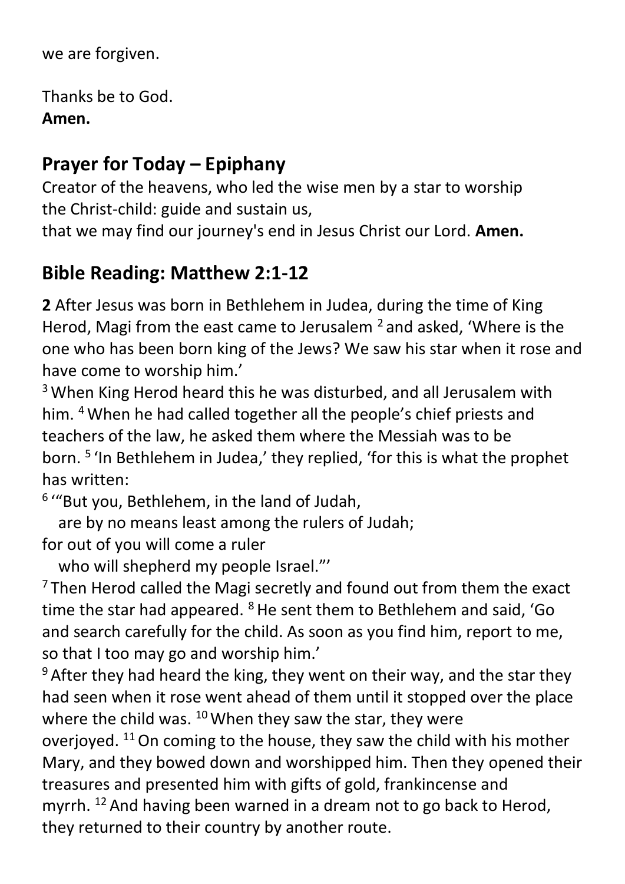we are forgiven.

Thanks be to God.
**Amen.**

## Prayer for Today – Epiphany

Creator of the heavens, who led the wise men by a star to worship the Christ-child: guide and sustain us,
that we may find our journey's end in Jesus Christ our Lord. **Amen.**

## Bible Reading: Matthew 2:1-12

**2** After Jesus was born in Bethlehem in Judea, during the time of King Herod, Magi from the east came to Jerusalem [2] and asked, 'Where is the one who has been born king of the Jews? We saw his star when it rose and have come to worship him.'
[3] When King Herod heard this he was disturbed, and all Jerusalem with him. [4] When he had called together all the people's chief priests and teachers of the law, he asked them where the Messiah was to be born. [5] 'In Bethlehem in Judea,' they replied, 'for this is what the prophet has written:
[6] '"But you, Bethlehem, in the land of Judah,
   are by no means least among the rulers of Judah;
for out of you will come a ruler
   who will shepherd my people Israel."'
[7] Then Herod called the Magi secretly and found out from them the exact time the star had appeared. [8] He sent them to Bethlehem and said, 'Go and search carefully for the child. As soon as you find him, report to me, so that I too may go and worship him.'
[9] After they had heard the king, they went on their way, and the star they had seen when it rose went ahead of them until it stopped over the place where the child was. [10] When they saw the star, they were overjoyed. [11] On coming to the house, they saw the child with his mother Mary, and they bowed down and worshipped him. Then they opened their treasures and presented him with gifts of gold, frankincense and myrrh. [12] And having been warned in a dream not to go back to Herod, they returned to their country by another route.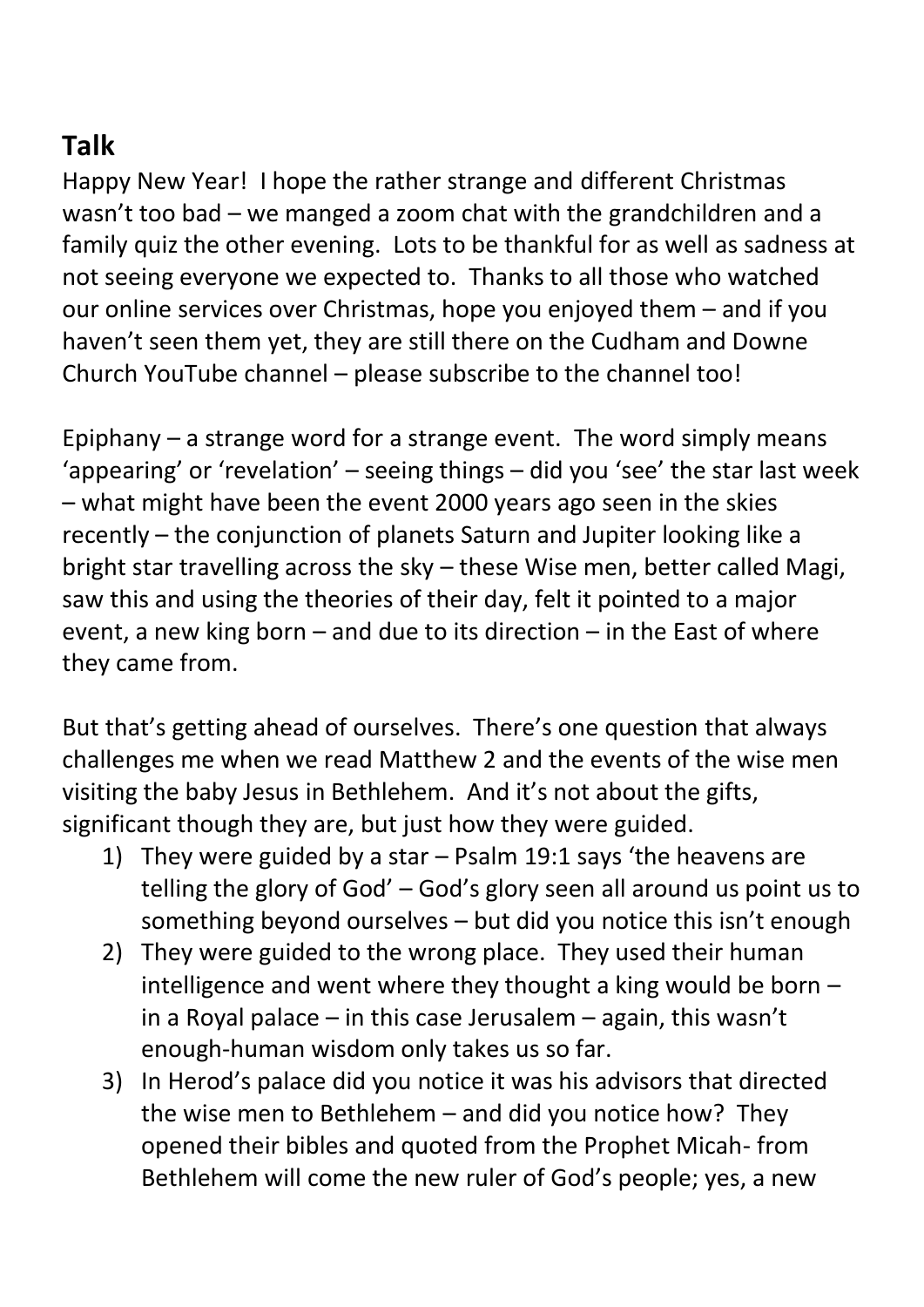## Talk

Happy New Year! I hope the rather strange and different Christmas wasn't too bad – we manged a zoom chat with the grandchildren and a family quiz the other evening. Lots to be thankful for as well as sadness at not seeing everyone we expected to. Thanks to all those who watched our online services over Christmas, hope you enjoyed them – and if you haven't seen them yet, they are still there on the Cudham and Downe Church YouTube channel – please subscribe to the channel too!

Epiphany – a strange word for a strange event. The word simply means 'appearing' or 'revelation' – seeing things – did you 'see' the star last week – what might have been the event 2000 years ago seen in the skies recently – the conjunction of planets Saturn and Jupiter looking like a bright star travelling across the sky – these Wise men, better called Magi, saw this and using the theories of their day, felt it pointed to a major event, a new king born – and due to its direction – in the East of where they came from.

But that's getting ahead of ourselves. There's one question that always challenges me when we read Matthew 2 and the events of the wise men visiting the baby Jesus in Bethlehem. And it's not about the gifts, significant though they are, but just how they were guided.

1) They were guided by a star – Psalm 19:1 says 'the heavens are telling the glory of God' – God's glory seen all around us point us to something beyond ourselves – but did you notice this isn't enough
2) They were guided to the wrong place. They used their human intelligence and went where they thought a king would be born – in a Royal palace – in this case Jerusalem – again, this wasn't enough-human wisdom only takes us so far.
3) In Herod's palace did you notice it was his advisors that directed the wise men to Bethlehem – and did you notice how? They opened their bibles and quoted from the Prophet Micah- from Bethlehem will come the new ruler of God's people; yes, a new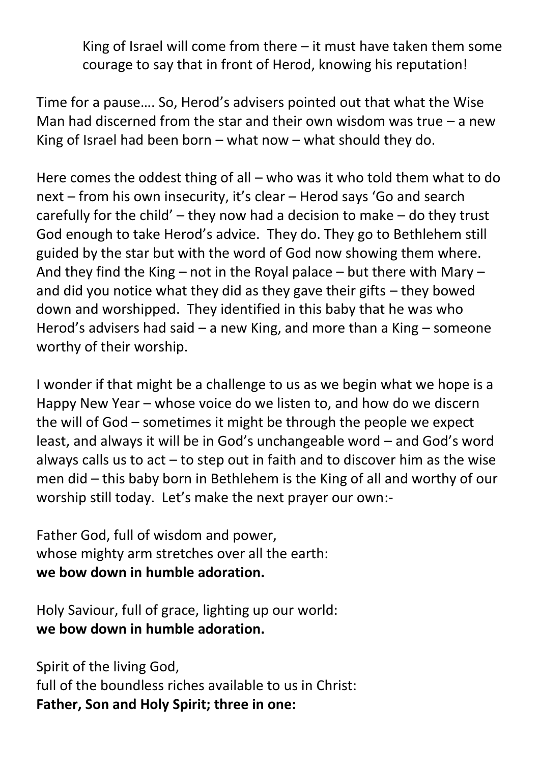King of Israel will come from there – it must have taken them some courage to say that in front of Herod, knowing his reputation!

Time for a pause…. So, Herod's advisers pointed out that what the Wise Man had discerned from the star and their own wisdom was true – a new King of Israel had been born – what now – what should they do.

Here comes the oddest thing of all – who was it who told them what to do next – from his own insecurity, it's clear – Herod says 'Go and search carefully for the child' – they now had a decision to make – do they trust God enough to take Herod's advice. They do. They go to Bethlehem still guided by the star but with the word of God now showing them where. And they find the King – not in the Royal palace – but there with Mary – and did you notice what they did as they gave their gifts – they bowed down and worshipped. They identified in this baby that he was who Herod's advisers had said – a new King, and more than a King – someone worthy of their worship.

I wonder if that might be a challenge to us as we begin what we hope is a Happy New Year – whose voice do we listen to, and how do we discern the will of God – sometimes it might be through the people we expect least, and always it will be in God's unchangeable word – and God's word always calls us to act – to step out in faith and to discover him as the wise men did – this baby born in Bethlehem is the King of all and worthy of our worship still today. Let's make the next prayer our own:-

Father God, full of wisdom and power,
whose mighty arm stretches over all the earth:
**we bow down in humble adoration.**

Holy Saviour, full of grace, lighting up our world:
**we bow down in humble adoration.**

Spirit of the living God,
full of the boundless riches available to us in Christ:
**Father, Son and Holy Spirit; three in one:**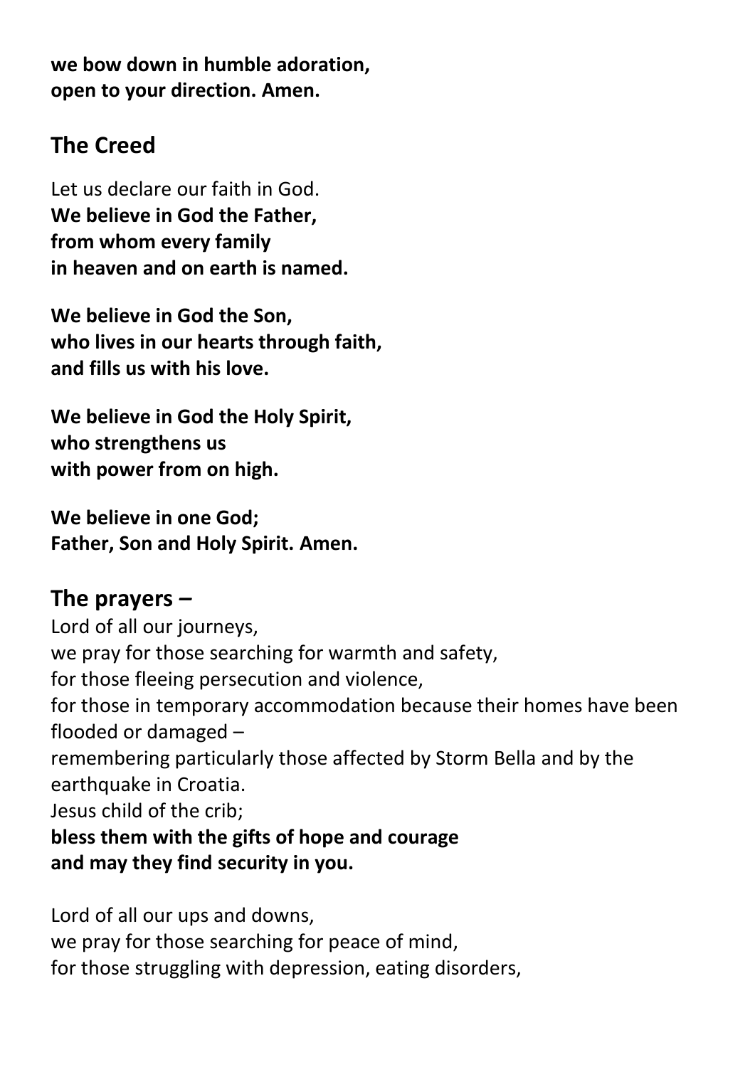**we bow down in humble adoration,**
**open to your direction. Amen.**

## The Creed

Let us declare our faith in God.
**We believe in God the Father,**
**from whom every family**
**in heaven and on earth is named.**

**We believe in God the Son,**
**who lives in our hearts through faith,**
**and fills us with his love.**

**We believe in God the Holy Spirit,**
**who strengthens us**
**with power from on high.**

**We believe in one God;**
**Father, Son and Holy Spirit. Amen.**

## The prayers –

Lord of all our journeys,
we pray for those searching for warmth and safety,
for those fleeing persecution and violence,
for those in temporary accommodation because their homes have been flooded or damaged –
remembering particularly those affected by Storm Bella and by the earthquake in Croatia.
Jesus child of the crib;
**bless them with the gifts of hope and courage**
**and may they find security in you.**

Lord of all our ups and downs,
we pray for those searching for peace of mind,
for those struggling with depression, eating disorders,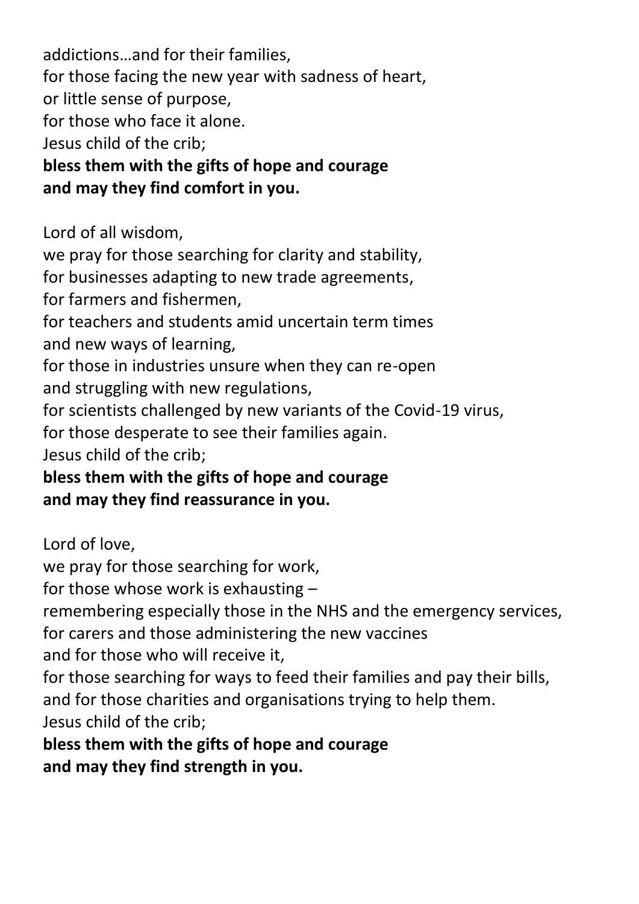addictions…and for their families,
for those facing the new year with sadness of heart,
or little sense of purpose,
for those who face it alone.
Jesus child of the crib;
**bless them with the gifts of hope and courage**
**and may they find comfort in you.**

Lord of all wisdom,
we pray for those searching for clarity and stability,
for businesses adapting to new trade agreements,
for farmers and fishermen,
for teachers and students amid uncertain term times
and new ways of learning,
for those in industries unsure when they can re-open
and struggling with new regulations,
for scientists challenged by new variants of the Covid-19 virus,
for those desperate to see their families again.
Jesus child of the crib;
**bless them with the gifts of hope and courage**
**and may they find reassurance in you.**

Lord of love,
we pray for those searching for work,
for those whose work is exhausting –
remembering especially those in the NHS and the emergency services,
for carers and those administering the new vaccines
and for those who will receive it,
for those searching for ways to feed their families and pay their bills,
and for those charities and organisations trying to help them.
Jesus child of the crib;
**bless them with the gifts of hope and courage**
**and may they find strength in you.**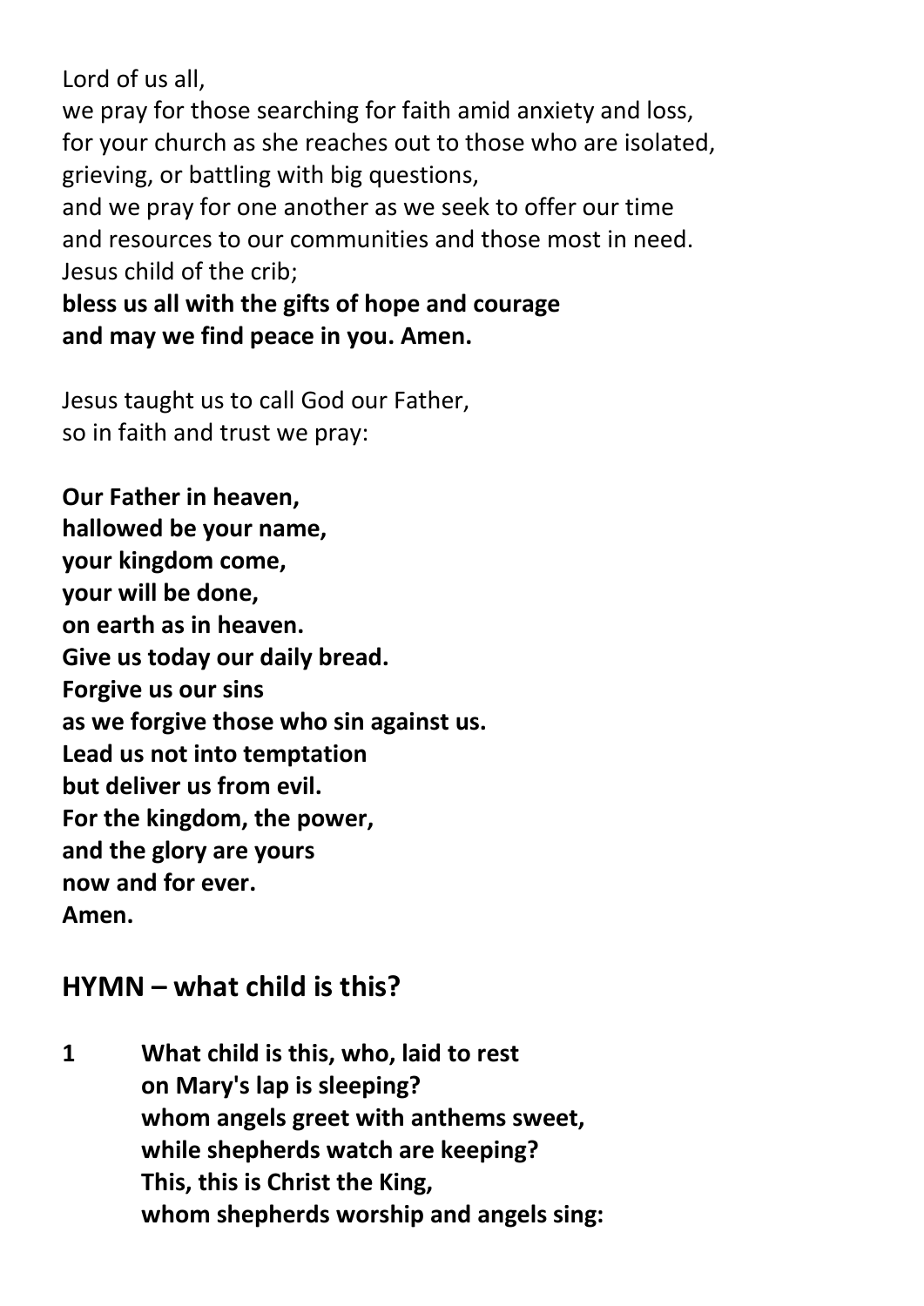Lord of us all,
we pray for those searching for faith amid anxiety and loss,
for your church as she reaches out to those who are isolated,
grieving, or battling with big questions,
and we pray for one another as we seek to offer our time
and resources to our communities and those most in need.
Jesus child of the crib;
**bless us all with the gifts of hope and courage**
**and may we find peace in you. Amen.**

Jesus taught us to call God our Father,
so in faith and trust we pray:

**Our Father in heaven,**
**hallowed be your name,**
**your kingdom come,**
**your will be done,**
**on earth as in heaven.**
**Give us today our daily bread.**
**Forgive us our sins**
**as we forgive those who sin against us.**
**Lead us not into temptation**
**but deliver us from evil.**
**For the kingdom, the power,**
**and the glory are yours**
**now and for ever.**
**Amen.**

## HYMN – what child is this?

**1 What child is this, who, laid to rest**
**on Mary's lap is sleeping?**
**whom angels greet with anthems sweet,**
**while shepherds watch are keeping?**
**This, this is Christ the King,**
**whom shepherds worship and angels sing:**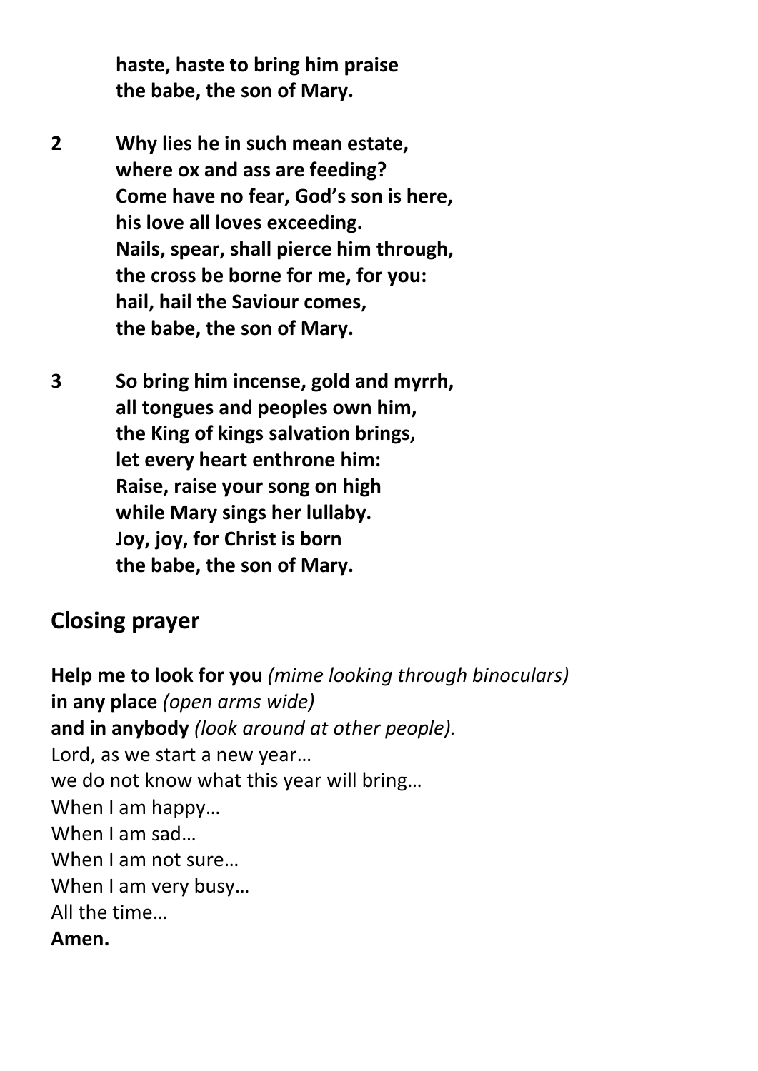**haste, haste to bring him praise**
**the babe, the son of Mary.**

**2** **Why lies he in such mean estate,**
**where ox and ass are feeding?**
**Come have no fear, God's son is here,**
**his love all loves exceeding.**
**Nails, spear, shall pierce him through,**
**the cross be borne for me, for you:**
**hail, hail the Saviour comes,**
**the babe, the son of Mary.**

**3** **So bring him incense, gold and myrrh,**
**all tongues and peoples own him,**
**the King of kings salvation brings,**
**let every heart enthrone him:**
**Raise, raise your song on high**
**while Mary sings her lullaby.**
**Joy, joy, for Christ is born**
**the babe, the son of Mary.**

## Closing prayer

**Help me to look for you** *(mime looking through binoculars)*
**in any place** *(open arms wide)*
**and in anybody** *(look around at other people).*
Lord, as we start a new year…
we do not know what this year will bring…
When I am happy…
When I am sad…
When I am not sure…
When I am very busy…
All the time…
**Amen.**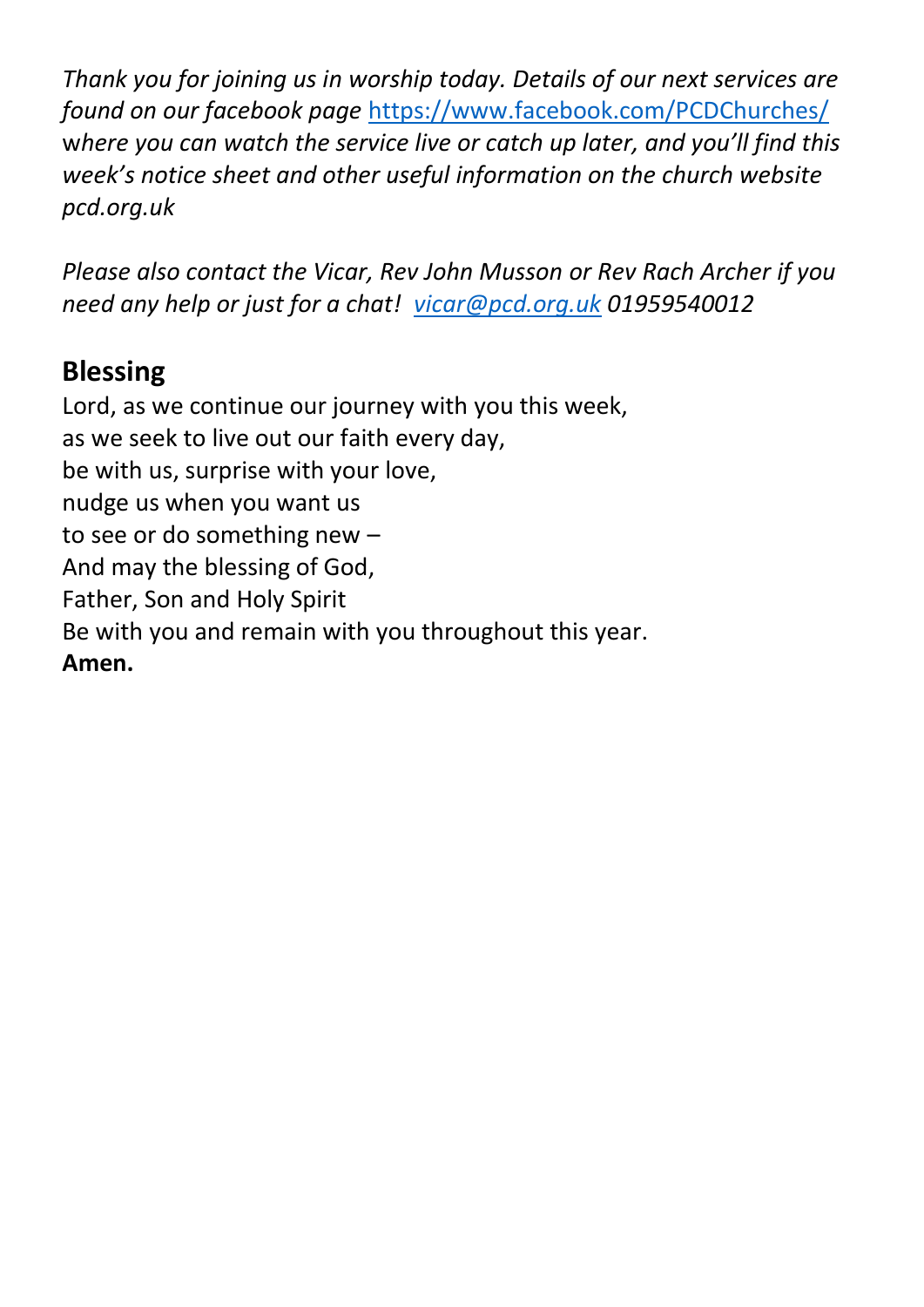*Thank you for joining us in worship today. Details of our next services are found on our facebook page* https://www.facebook.com/PCDChurches/ *where you can watch the service live or catch up later, and you'll find this week's notice sheet and other useful information on the church website pcd.org.uk*

*Please also contact the Vicar, Rev John Musson or Rev Rach Archer if you need any help or just for a chat! vicar@pcd.org.uk 01959540012*

## Blessing

Lord, as we continue our journey with you this week,
as we seek to live out our faith every day,
be with us, surprise with your love,
nudge us when you want us
to see or do something new –
And may the blessing of God,
Father, Son and Holy Spirit
Be with you and remain with you throughout this year.
**Amen.**